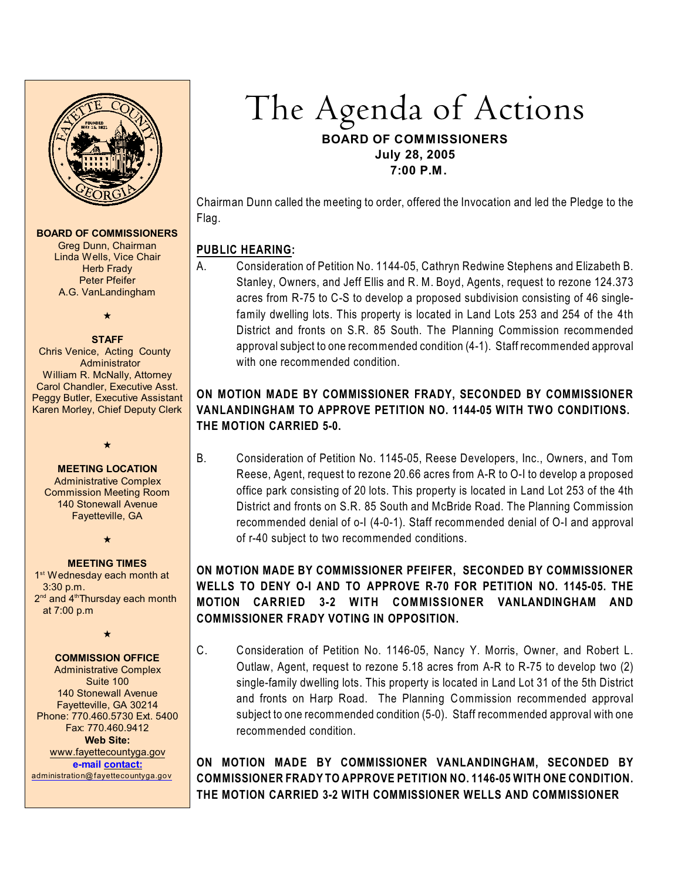**BOARD OF COMMISSIONERS**
Greg Dunn, Chairman
Linda Wells, Vice Chair
Herb Frady
Peter Pfeifer
A.G. VanLandingham

★

**STAFF**
Chris Venice, Acting County Administrator
William R. McNally, Attorney
Carol Chandler, Executive Asst.
Peggy Butler, Executive Assistant
Karen Morley, Chief Deputy Clerk

★

**MEETING LOCATION**
Administrative Complex
Commission Meeting Room
140 Stonewall Avenue
Fayetteville, GA

★

**MEETING TIMES**
1st Wednesday each month at 3:30 p.m.
2nd and 4th Thursday each month at 7:00 p.m

★

**COMMISSION OFFICE**
Administrative Complex
Suite 100
140 Stonewall Avenue
Fayetteville, GA 30214
Phone: 770.460.5730 Ext. 5400
Fax: 770.460.9412
**Web Site:**
www.fayettecountyga.gov
**e-mail contact:**
administration@fayettecountyga.gov

# The Agenda of Actions

**BOARD OF COMMISSIONERS**
**July 28, 2005**
**7:00 P.M.**

Chairman Dunn called the meeting to order, offered the Invocation and led the Pledge to the Flag.

## PUBLIC HEARING:

A. Consideration of Petition No. 1144-05, Cathryn Redwine Stephens and Elizabeth B. Stanley, Owners, and Jeff Ellis and R. M. Boyd, Agents, request to rezone 124.373 acres from R-75 to C-S to develop a proposed subdivision consisting of 46 single-family dwelling lots. This property is located in Land Lots 253 and 254 of the 4th District and fronts on S.R. 85 South. The Planning Commission recommended approval subject to one recommended condition (4-1). Staff recommended approval with one recommended condition.

**ON MOTION MADE BY COMMISSIONER FRADY, SECONDED BY COMMISSIONER VANLANDINGHAM TO APPROVE PETITION NO. 1144-05 WITH TWO CONDITIONS. THE MOTION CARRIED 5-0.**

B. Consideration of Petition No. 1145-05, Reese Developers, Inc., Owners, and Tom Reese, Agent, request to rezone 20.66 acres from A-R to O-I to develop a proposed office park consisting of 20 lots. This property is located in Land Lot 253 of the 4th District and fronts on S.R. 85 South and McBride Road. The Planning Commission recommended denial of o-I (4-0-1). Staff recommended denial of O-I and approval of r-40 subject to two recommended conditions.

**ON MOTION MADE BY COMMISSIONER PFEIFER, SECONDED BY COMMISSIONER WELLS TO DENY O-I AND TO APPROVE R-70 FOR PETITION NO. 1145-05. THE MOTION CARRIED 3-2 WITH COMMISSIONER VANLANDINGHAM AND COMMISSIONER FRADY VOTING IN OPPOSITION.**

C. Consideration of Petition No. 1146-05, Nancy Y. Morris, Owner, and Robert L. Outlaw, Agent, request to rezone 5.18 acres from A-R to R-75 to develop two (2) single-family dwelling lots. This property is located in Land Lot 31 of the 5th District and fronts on Harp Road. The Planning Commission recommended approval subject to one recommended condition (5-0). Staff recommended approval with one recommended condition.

**ON MOTION MADE BY COMMISSIONER VANLANDINGHAM, SECONDED BY COMMISSIONER FRADY TO APPROVE PETITION NO. 1146-05 WITH ONE CONDITION. THE MOTION CARRIED 3-2 WITH COMMISSIONER WELLS AND COMMISSIONER**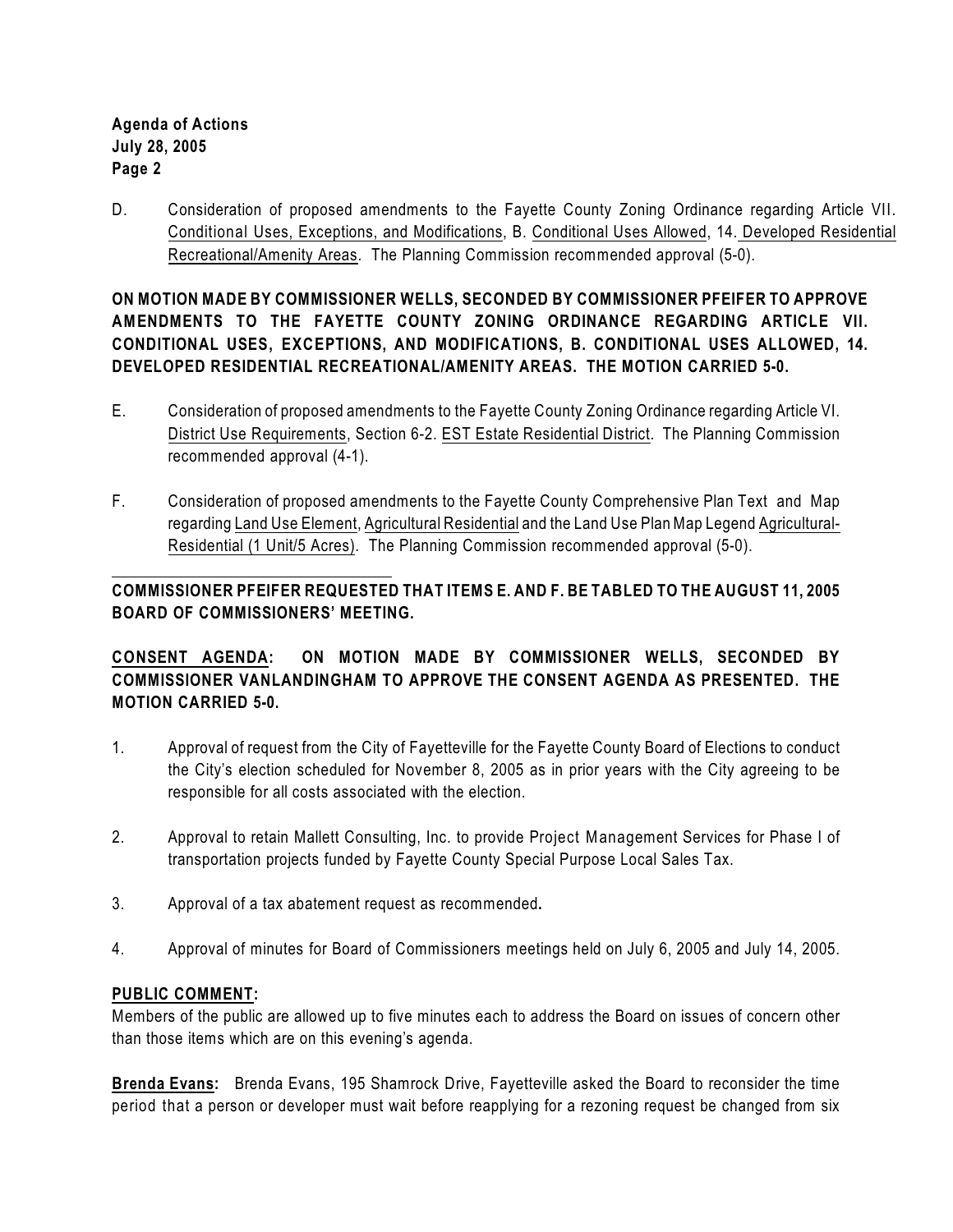D. Consideration of proposed amendments to the Fayette County Zoning Ordinance regarding Article VII. Conditional Uses, Exceptions, and Modifications, B. Conditional Uses Allowed, 14. Developed Residential Recreational/Amenity Areas. The Planning Commission recommended approval (5-0).

**ON MOTION MADE BY COMMISSIONER WELLS, SECONDED BY COMMISSIONER PFEIFER TO APPROVE AMENDMENTS TO THE FAYETTE COUNTY ZONING ORDINANCE REGARDING ARTICLE VII. CONDITIONAL USES, EXCEPTIONS, AND MODIFICATIONS, B. CONDITIONAL USES ALLOWED, 14. DEVELOPED RESIDENTIAL RECREATIONAL/AMENITY AREAS. THE MOTION CARRIED 5-0.**

E. Consideration of proposed amendments to the Fayette County Zoning Ordinance regarding Article VI. District Use Requirements, Section 6-2. EST Estate Residential District. The Planning Commission recommended approval (4-1).

F. Consideration of proposed amendments to the Fayette County Comprehensive Plan Text and Map regarding Land Use Element, Agricultural Residential and the Land Use Plan Map Legend Agricultural-Residential (1 Unit/5 Acres). The Planning Commission recommended approval (5-0).

---

**COMMISSIONER PFEIFER REQUESTED THAT ITEMS E. AND F. BE TABLED TO THE AUGUST 11, 2005 BOARD OF COMMISSIONERS' MEETING.**

**CONSENT AGENDA: ON MOTION MADE BY COMMISSIONER WELLS, SECONDED BY COMMISSIONER VANLANDINGHAM TO APPROVE THE CONSENT AGENDA AS PRESENTED. THE MOTION CARRIED 5-0.**

1. Approval of request from the City of Fayetteville for the Fayette County Board of Elections to conduct the City's election scheduled for November 8, 2005 as in prior years with the City agreeing to be responsible for all costs associated with the election.

2. Approval to retain Mallett Consulting, Inc. to provide Project Management Services for Phase I of transportation projects funded by Fayette County Special Purpose Local Sales Tax.

3. Approval of a tax abatement request as recommended.

4. Approval of minutes for Board of Commissioners meetings held on July 6, 2005 and July 14, 2005.

**PUBLIC COMMENT:**

Members of the public are allowed up to five minutes each to address the Board on issues of concern other than those items which are on this evening's agenda.

**Brenda Evans:** Brenda Evans, 195 Shamrock Drive, Fayetteville asked the Board to reconsider the time period that a person or developer must wait before reapplying for a rezoning request be changed from six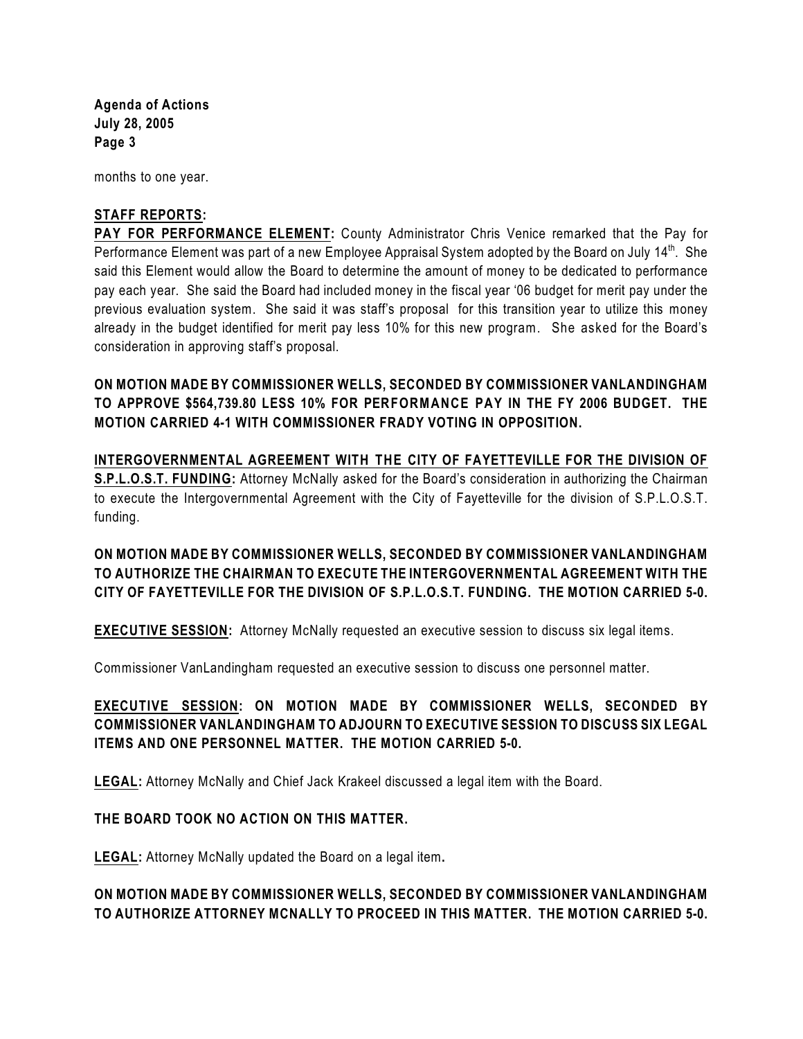months to one year.

**STAFF REPORTS:**

**PAY FOR PERFORMANCE ELEMENT:** County Administrator Chris Venice remarked that the Pay for Performance Element was part of a new Employee Appraisal System adopted by the Board on July 14th. She said this Element would allow the Board to determine the amount of money to be dedicated to performance pay each year. She said the Board had included money in the fiscal year '06 budget for merit pay under the previous evaluation system. She said it was staff's proposal for this transition year to utilize this money already in the budget identified for merit pay less 10% for this new program. She asked for the Board's consideration in approving staff's proposal.

**ON MOTION MADE BY COMMISSIONER WELLS, SECONDED BY COMMISSIONER VANLANDINGHAM TO APPROVE $564,739.80 LESS 10% FOR PERFORMANCE PAY IN THE FY 2006 BUDGET. THE MOTION CARRIED 4-1 WITH COMMISSIONER FRADY VOTING IN OPPOSITION.**

**INTERGOVERNMENTAL AGREEMENT WITH THE CITY OF FAYETTEVILLE FOR THE DIVISION OF S.P.L.O.S.T. FUNDING:** Attorney McNally asked for the Board's consideration in authorizing the Chairman to execute the Intergovernmental Agreement with the City of Fayetteville for the division of S.P.L.O.S.T. funding.

**ON MOTION MADE BY COMMISSIONER WELLS, SECONDED BY COMMISSIONER VANLANDINGHAM TO AUTHORIZE THE CHAIRMAN TO EXECUTE THE INTERGOVERNMENTAL AGREEMENT WITH THE CITY OF FAYETTEVILLE FOR THE DIVISION OF S.P.L.O.S.T. FUNDING. THE MOTION CARRIED 5-0.**

**EXECUTIVE SESSION:** Attorney McNally requested an executive session to discuss six legal items.

Commissioner VanLandingham requested an executive session to discuss one personnel matter.

**EXECUTIVE SESSION: ON MOTION MADE BY COMMISSIONER WELLS, SECONDED BY COMMISSIONER VANLANDINGHAM TO ADJOURN TO EXECUTIVE SESSION TO DISCUSS SIX LEGAL ITEMS AND ONE PERSONNEL MATTER. THE MOTION CARRIED 5-0.**

**LEGAL:** Attorney McNally and Chief Jack Krakeel discussed a legal item with the Board.

**THE BOARD TOOK NO ACTION ON THIS MATTER.**

**LEGAL:** Attorney McNally updated the Board on a legal item.

**ON MOTION MADE BY COMMISSIONER WELLS, SECONDED BY COMMISSIONER VANLANDINGHAM TO AUTHORIZE ATTORNEY MCNALLY TO PROCEED IN THIS MATTER. THE MOTION CARRIED 5-0.**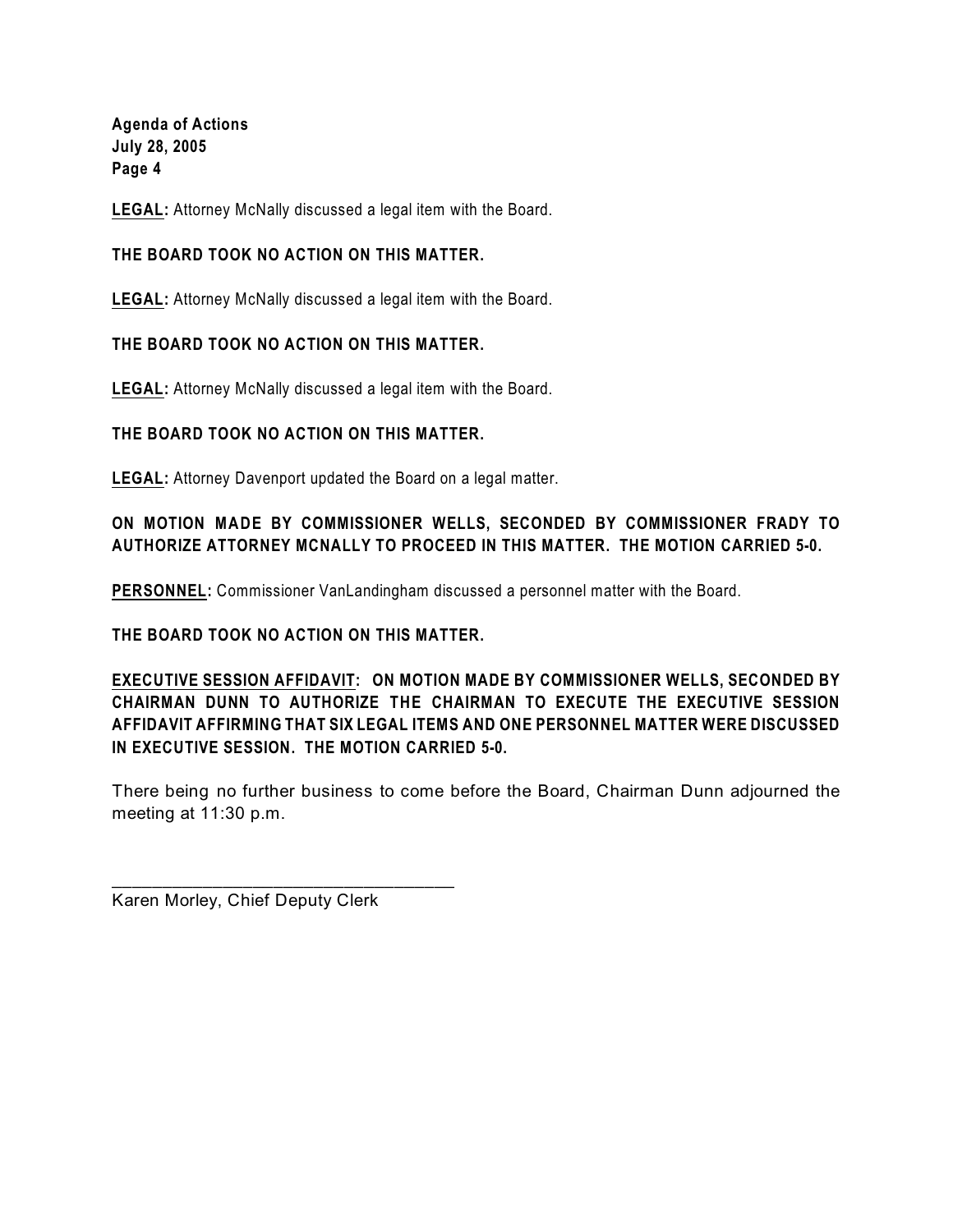**LEGAL:** Attorney McNally discussed a legal item with the Board.

**THE BOARD TOOK NO ACTION ON THIS MATTER.**

**LEGAL:** Attorney McNally discussed a legal item with the Board.

**THE BOARD TOOK NO ACTION ON THIS MATTER.**

**LEGAL:** Attorney McNally discussed a legal item with the Board.

**THE BOARD TOOK NO ACTION ON THIS MATTER.**

**LEGAL:** Attorney Davenport updated the Board on a legal matter.

**ON MOTION MADE BY COMMISSIONER WELLS, SECONDED BY COMMISSIONER FRADY TO AUTHORIZE ATTORNEY MCNALLY TO PROCEED IN THIS MATTER. THE MOTION CARRIED 5-0.**

**PERSONNEL:** Commissioner VanLandingham discussed a personnel matter with the Board.

**THE BOARD TOOK NO ACTION ON THIS MATTER.**

**EXECUTIVE SESSION AFFIDAVIT: ON MOTION MADE BY COMMISSIONER WELLS, SECONDED BY CHAIRMAN DUNN TO AUTHORIZE THE CHAIRMAN TO EXECUTE THE EXECUTIVE SESSION AFFIDAVIT AFFIRMING THAT SIX LEGAL ITEMS AND ONE PERSONNEL MATTER WERE DISCUSSED IN EXECUTIVE SESSION. THE MOTION CARRIED 5-0.**

There being no further business to come before the Board, Chairman Dunn adjourned the meeting at 11:30 p.m.

___________________________________

Karen Morley, Chief Deputy Clerk